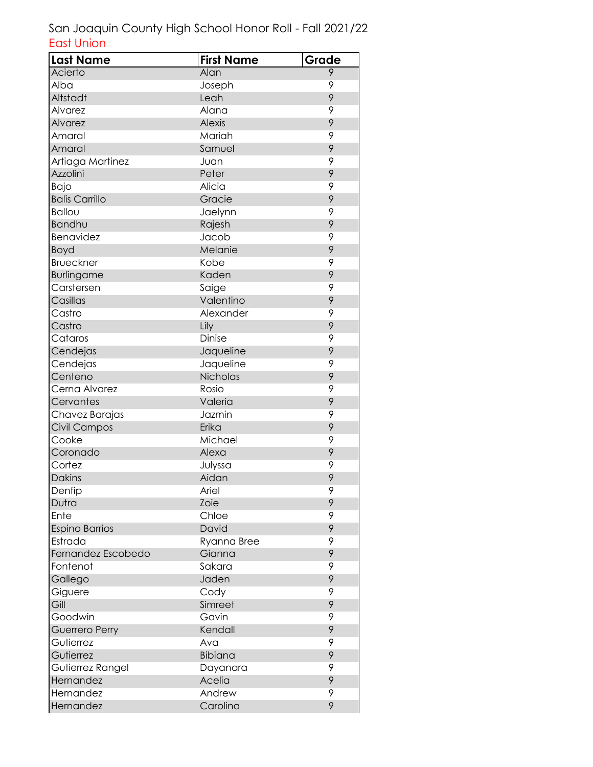# San Joaquin County High School Honor Roll - Fall 2021/22

## East Union

| Last Name | First Name | Grade |
|---|---|---|
| Acierto | Alan | 9 |
| Alba | Joseph | 9 |
| Altstadt | Leah | 9 |
| Alvarez | Alana | 9 |
| Alvarez | Alexis | 9 |
| Amaral | Mariah | 9 |
| Amaral | Samuel | 9 |
| Artiaga Martinez | Juan | 9 |
| Azzolini | Peter | 9 |
| Bajo | Alicia | 9 |
| Balis Carrillo | Gracie | 9 |
| Ballou | Jaelynn | 9 |
| Bandhu | Rajesh | 9 |
| Benavidez | Jacob | 9 |
| Boyd | Melanie | 9 |
| Brueckner | Kobe | 9 |
| Burlingame | Kaden | 9 |
| Carstersen | Saige | 9 |
| Casillas | Valentino | 9 |
| Castro | Alexander | 9 |
| Castro | Lily | 9 |
| Cataros | Dinise | 9 |
| Cendejas | Jaqueline | 9 |
| Cendejas | Jaqueline | 9 |
| Centeno | Nicholas | 9 |
| Cerna Alvarez | Rosio | 9 |
| Cervantes | Valeria | 9 |
| Chavez Barajas | Jazmin | 9 |
| Civil Campos | Erika | 9 |
| Cooke | Michael | 9 |
| Coronado | Alexa | 9 |
| Cortez | Julyssa | 9 |
| Dakins | Aidan | 9 |
| Denfip | Ariel | 9 |
| Dutra | Zoie | 9 |
| Ente | Chloe | 9 |
| Espino Barrios | David | 9 |
| Estrada | Ryanna Bree | 9 |
| Fernandez Escobedo | Gianna | 9 |
| Fontenot | Sakara | 9 |
| Gallego | Jaden | 9 |
| Giguere | Cody | 9 |
| Gill | Simreet | 9 |
| Goodwin | Gavin | 9 |
| Guerrero Perry | Kendall | 9 |
| Gutierrez | Ava | 9 |
| Gutierrez | Bibiana | 9 |
| Gutierrez Rangel | Dayanara | 9 |
| Hernandez | Acelia | 9 |
| Hernandez | Andrew | 9 |
| Hernandez | Carolina | 9 |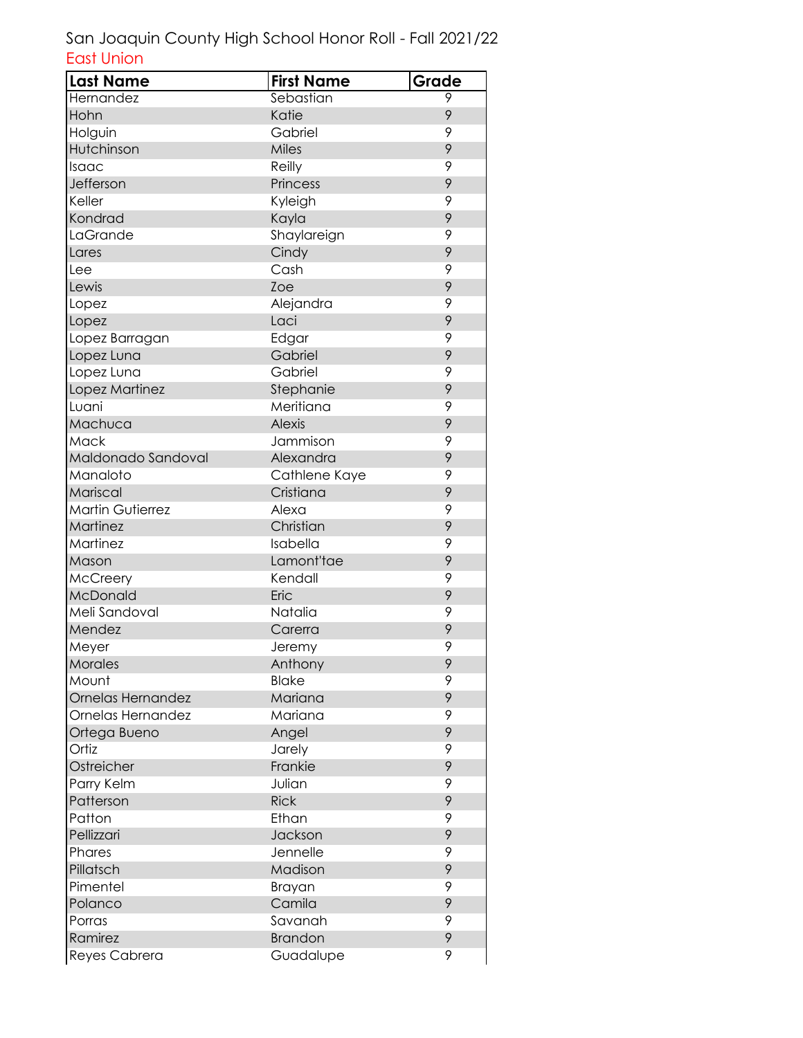San Joaquin County High School Honor Roll - Fall 2021/22

East Union

| Last Name | First Name | Grade |
|---|---|---|
| Hernandez | Sebastian | 9 |
| Hohn | Katie | 9 |
| Holguin | Gabriel | 9 |
| Hutchinson | Miles | 9 |
| Isaac | Reilly | 9 |
| Jefferson | Princess | 9 |
| Keller | Kyleigh | 9 |
| Kondrad | Kayla | 9 |
| LaGrande | Shaylareign | 9 |
| Lares | Cindy | 9 |
| Lee | Cash | 9 |
| Lewis | Zoe | 9 |
| Lopez | Alejandra | 9 |
| Lopez | Laci | 9 |
| Lopez Barragan | Edgar | 9 |
| Lopez Luna | Gabriel | 9 |
| Lopez Luna | Gabriel | 9 |
| Lopez Martinez | Stephanie | 9 |
| Luani | Meritiana | 9 |
| Machuca | Alexis | 9 |
| Mack | Jammison | 9 |
| Maldonado Sandoval | Alexandra | 9 |
| Manaloto | Cathlene Kaye | 9 |
| Mariscal | Cristiana | 9 |
| Martin Gutierrez | Alexa | 9 |
| Martinez | Christian | 9 |
| Martinez | Isabella | 9 |
| Mason | Lamont'tae | 9 |
| McCreery | Kendall | 9 |
| McDonald | Eric | 9 |
| Meli Sandoval | Natalia | 9 |
| Mendez | Carerra | 9 |
| Meyer | Jeremy | 9 |
| Morales | Anthony | 9 |
| Mount | Blake | 9 |
| Ornelas Hernandez | Mariana | 9 |
| Ornelas Hernandez | Mariana | 9 |
| Ortega Bueno | Angel | 9 |
| Ortiz | Jarely | 9 |
| Ostreicher | Frankie | 9 |
| Parry Kelm | Julian | 9 |
| Patterson | Rick | 9 |
| Patton | Ethan | 9 |
| Pellizzari | Jackson | 9 |
| Phares | Jennelle | 9 |
| Pillatsch | Madison | 9 |
| Pimentel | Brayan | 9 |
| Polanco | Camila | 9 |
| Porras | Savanah | 9 |
| Ramirez | Brandon | 9 |
| Reyes Cabrera | Guadalupe | 9 |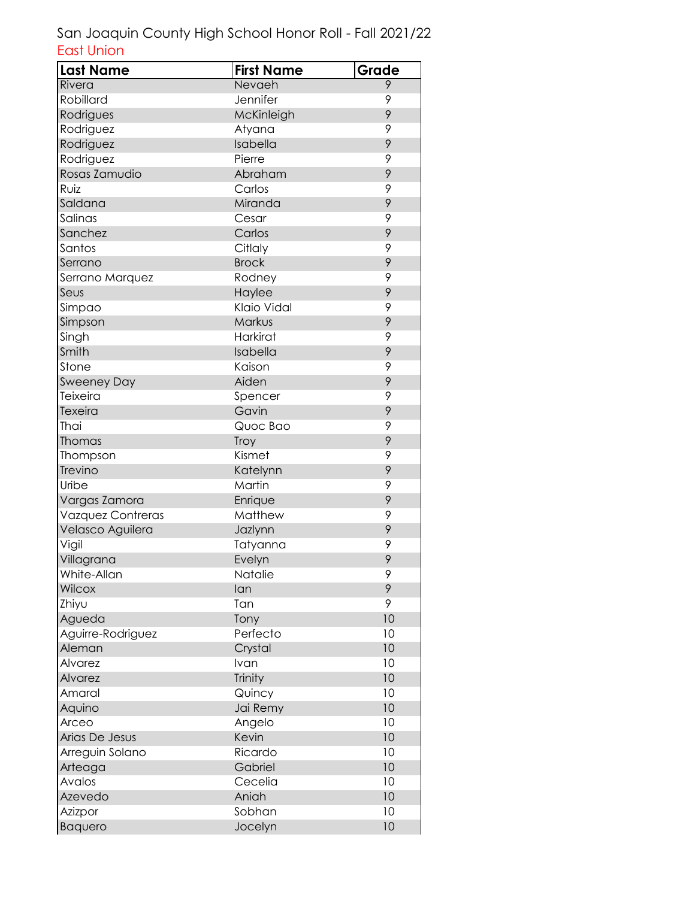San Joaquin County High School Honor Roll - Fall 2021/22

East Union

| Last Name | First Name | Grade |
|---|---|---|
| Rivera | Nevaeh | 9 |
| Robillard | Jennifer | 9 |
| Rodrigues | McKinleigh | 9 |
| Rodriguez | Atyana | 9 |
| Rodriguez | Isabella | 9 |
| Rodriguez | Pierre | 9 |
| Rosas Zamudio | Abraham | 9 |
| Ruiz | Carlos | 9 |
| Saldana | Miranda | 9 |
| Salinas | Cesar | 9 |
| Sanchez | Carlos | 9 |
| Santos | Citlaly | 9 |
| Serrano | Brock | 9 |
| Serrano Marquez | Rodney | 9 |
| Seus | Haylee | 9 |
| Simpao | Klaio Vidal | 9 |
| Simpson | Markus | 9 |
| Singh | Harkirat | 9 |
| Smith | Isabella | 9 |
| Stone | Kaison | 9 |
| Sweeney Day | Aiden | 9 |
| Teixeira | Spencer | 9 |
| Texeira | Gavin | 9 |
| Thai | Quoc Bao | 9 |
| Thomas | Troy | 9 |
| Thompson | Kismet | 9 |
| Trevino | Katelynn | 9 |
| Uribe | Martin | 9 |
| Vargas Zamora | Enrique | 9 |
| Vazquez Contreras | Matthew | 9 |
| Velasco Aguilera | Jazlynn | 9 |
| Vigil | Tatyanna | 9 |
| Villagrana | Evelyn | 9 |
| White-Allan | Natalie | 9 |
| Wilcox | Ian | 9 |
| Zhiyu | Tan | 9 |
| Agueda | Tony | 10 |
| Aguirre-Rodriguez | Perfecto | 10 |
| Aleman | Crystal | 10 |
| Alvarez | Ivan | 10 |
| Alvarez | Trinity | 10 |
| Amaral | Quincy | 10 |
| Aquino | Jai Remy | 10 |
| Arceo | Angelo | 10 |
| Arias De Jesus | Kevin | 10 |
| Arreguin Solano | Ricardo | 10 |
| Arteaga | Gabriel | 10 |
| Avalos | Cecelia | 10 |
| Azevedo | Aniah | 10 |
| Azizpor | Sobhan | 10 |
| Baquero | Jocelyn | 10 |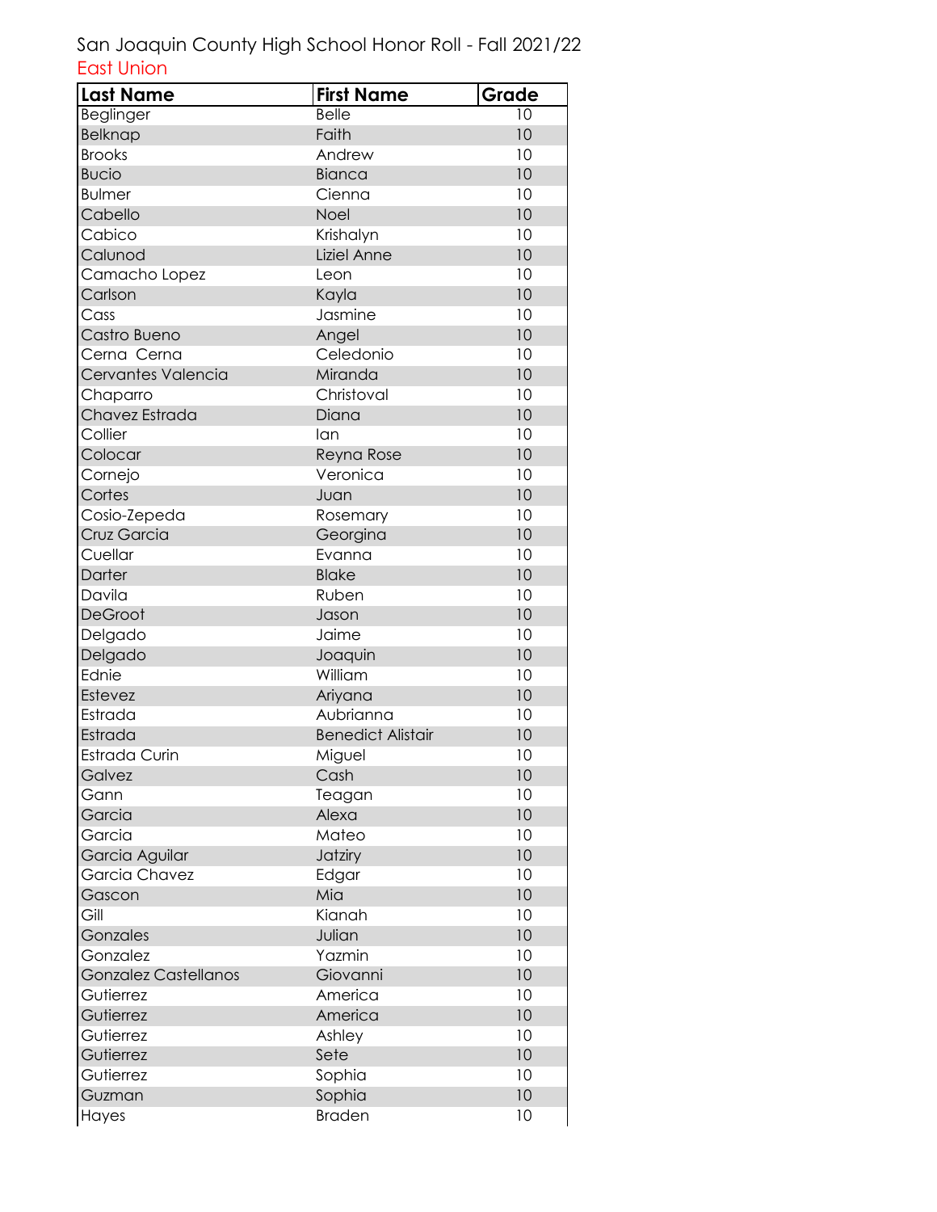San Joaquin County High School Honor Roll - Fall 2021/22

East Union

| Last Name | First Name | Grade |
| --- | --- | --- |
| Beglinger | Belle | 10 |
| Belknap | Faith | 10 |
| Brooks | Andrew | 10 |
| Bucio | Bianca | 10 |
| Bulmer | Cienna | 10 |
| Cabello | Noel | 10 |
| Cabico | Krishalyn | 10 |
| Calunod | Liziel Anne | 10 |
| Camacho Lopez | Leon | 10 |
| Carlson | Kayla | 10 |
| Cass | Jasmine | 10 |
| Castro Bueno | Angel | 10 |
| Cerna Cerna | Celedonio | 10 |
| Cervantes Valencia | Miranda | 10 |
| Chaparro | Christoval | 10 |
| Chavez Estrada | Diana | 10 |
| Collier | Ian | 10 |
| Colocar | Reyna Rose | 10 |
| Cornejo | Veronica | 10 |
| Cortes | Juan | 10 |
| Cosio-Zepeda | Rosemary | 10 |
| Cruz Garcia | Georgina | 10 |
| Cuellar | Evanna | 10 |
| Darter | Blake | 10 |
| Davila | Ruben | 10 |
| DeGroot | Jason | 10 |
| Delgado | Jaime | 10 |
| Delgado | Joaquin | 10 |
| Ednie | William | 10 |
| Estevez | Ariyana | 10 |
| Estrada | Aubrianna | 10 |
| Estrada | Benedict Alistair | 10 |
| Estrada Curin | Miguel | 10 |
| Galvez | Cash | 10 |
| Gann | Teagan | 10 |
| Garcia | Alexa | 10 |
| Garcia | Mateo | 10 |
| Garcia Aguilar | Jatziry | 10 |
| Garcia Chavez | Edgar | 10 |
| Gascon | Mia | 10 |
| Gill | Kianah | 10 |
| Gonzales | Julian | 10 |
| Gonzalez | Yazmin | 10 |
| Gonzalez Castellanos | Giovanni | 10 |
| Gutierrez | America | 10 |
| Gutierrez | America | 10 |
| Gutierrez | Ashley | 10 |
| Gutierrez | Sete | 10 |
| Gutierrez | Sophia | 10 |
| Guzman | Sophia | 10 |
| Hayes | Braden | 10 |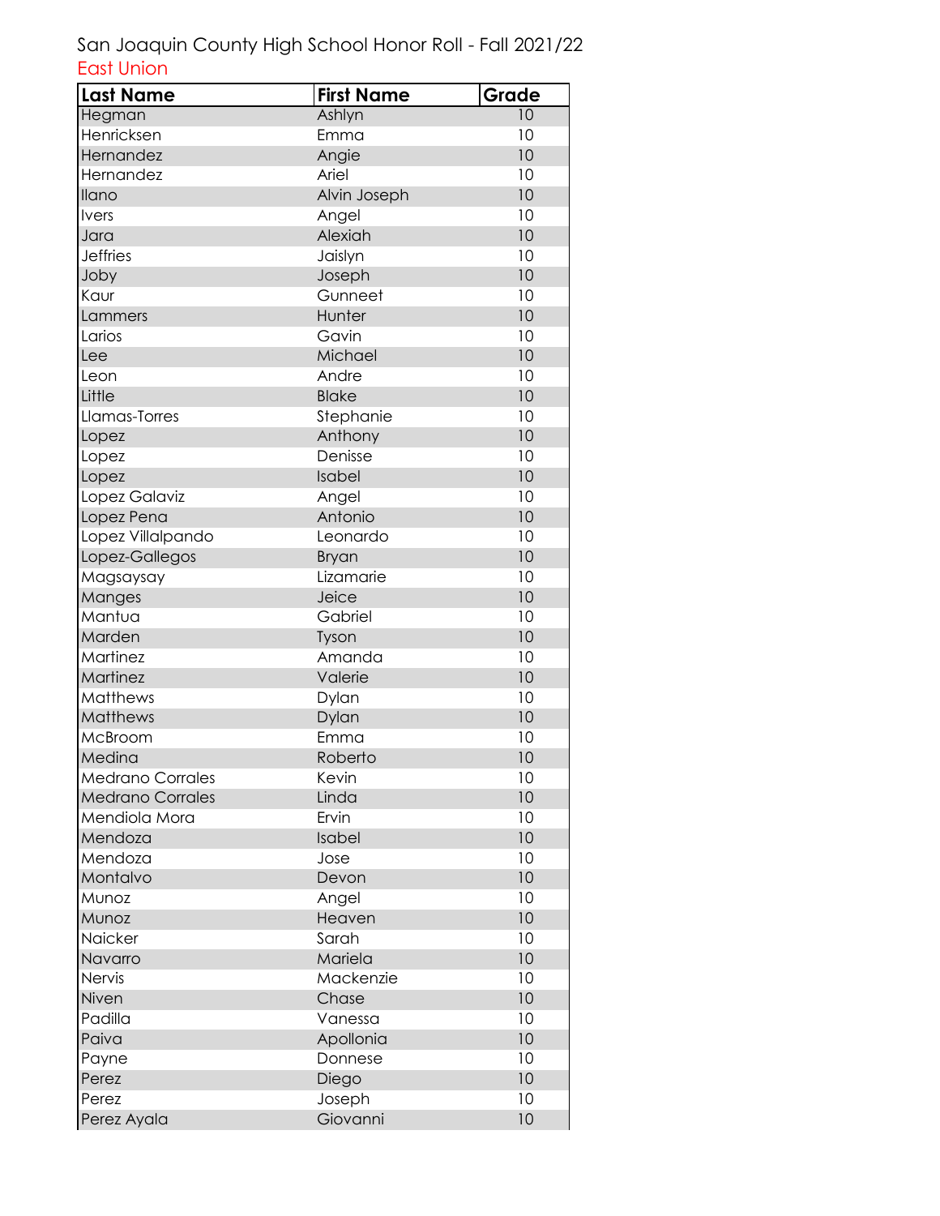San Joaquin County High School Honor Roll - Fall 2021/22

East Union

| Last Name | First Name | Grade |
|---|---|---|
| Hegman | Ashlyn | 10 |
| Henricksen | Emma | 10 |
| Hernandez | Angie | 10 |
| Hernandez | Ariel | 10 |
| Ilano | Alvin Joseph | 10 |
| Ivers | Angel | 10 |
| Jara | Alexiah | 10 |
| Jeffries | Jaislyn | 10 |
| Joby | Joseph | 10 |
| Kaur | Gunneet | 10 |
| Lammers | Hunter | 10 |
| Larios | Gavin | 10 |
| Lee | Michael | 10 |
| Leon | Andre | 10 |
| Little | Blake | 10 |
| Llamas-Torres | Stephanie | 10 |
| Lopez | Anthony | 10 |
| Lopez | Denisse | 10 |
| Lopez | Isabel | 10 |
| Lopez Galaviz | Angel | 10 |
| Lopez Pena | Antonio | 10 |
| Lopez Villalpando | Leonardo | 10 |
| Lopez-Gallegos | Bryan | 10 |
| Magsaysay | Lizamarie | 10 |
| Manges | Jeice | 10 |
| Mantua | Gabriel | 10 |
| Marden | Tyson | 10 |
| Martinez | Amanda | 10 |
| Martinez | Valerie | 10 |
| Matthews | Dylan | 10 |
| Matthews | Dylan | 10 |
| McBroom | Emma | 10 |
| Medina | Roberto | 10 |
| Medrano Corrales | Kevin | 10 |
| Medrano Corrales | Linda | 10 |
| Mendiola Mora | Ervin | 10 |
| Mendoza | Isabel | 10 |
| Mendoza | Jose | 10 |
| Montalvo | Devon | 10 |
| Munoz | Angel | 10 |
| Munoz | Heaven | 10 |
| Naicker | Sarah | 10 |
| Navarro | Mariela | 10 |
| Nervis | Mackenzie | 10 |
| Niven | Chase | 10 |
| Padilla | Vanessa | 10 |
| Paiva | Apollonia | 10 |
| Payne | Donnese | 10 |
| Perez | Diego | 10 |
| Perez | Joseph | 10 |
| Perez Ayala | Giovanni | 10 |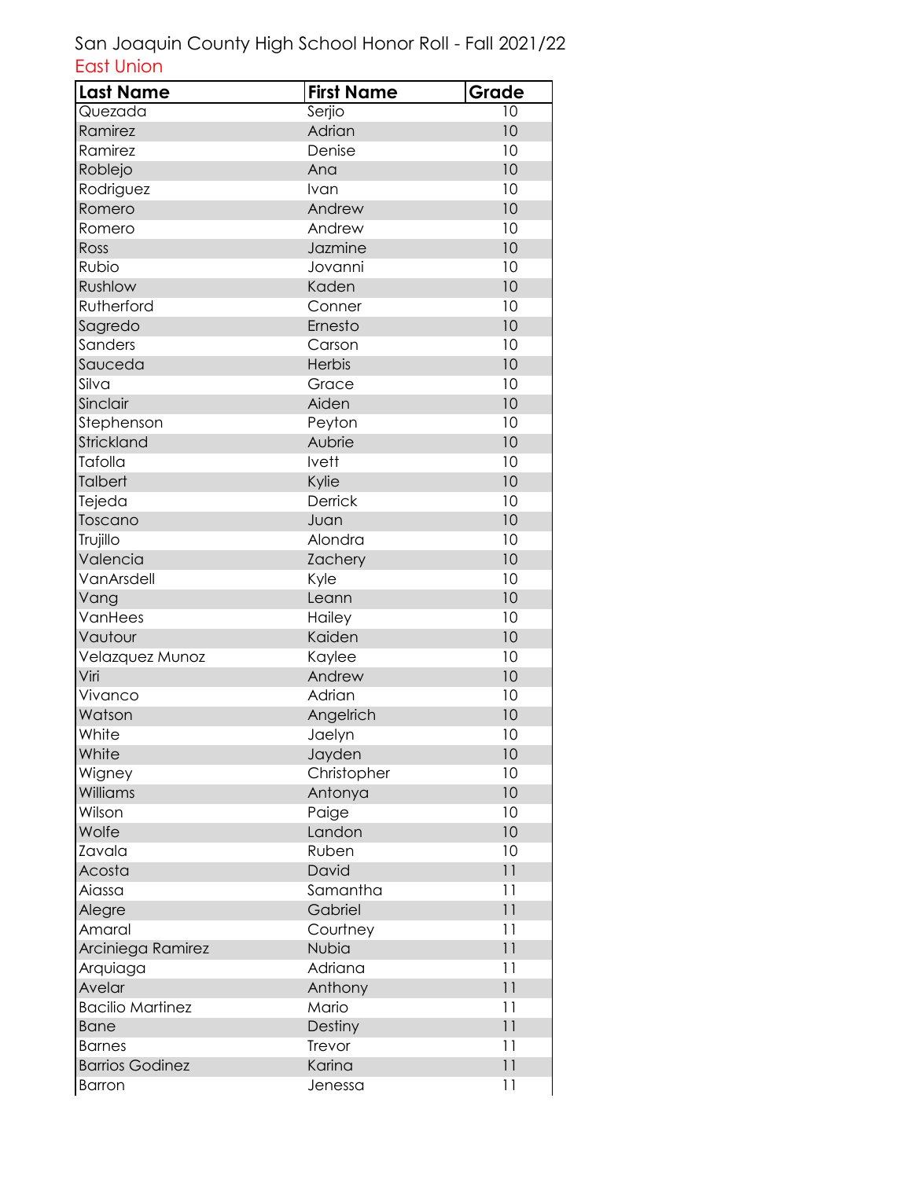San Joaquin County High School Honor Roll - Fall 2021/22

East Union

| Last Name | First Name | Grade |
|---|---|---|
| Quezada | Serjio | 10 |
| Ramirez | Adrian | 10 |
| Ramirez | Denise | 10 |
| Roblejo | Ana | 10 |
| Rodriguez | Ivan | 10 |
| Romero | Andrew | 10 |
| Romero | Andrew | 10 |
| Ross | Jazmine | 10 |
| Rubio | Jovanni | 10 |
| Rushlow | Kaden | 10 |
| Rutherford | Conner | 10 |
| Sagredo | Ernesto | 10 |
| Sanders | Carson | 10 |
| Sauceda | Herbis | 10 |
| Silva | Grace | 10 |
| Sinclair | Aiden | 10 |
| Stephenson | Peyton | 10 |
| Strickland | Aubrie | 10 |
| Tafolla | Ivett | 10 |
| Talbert | Kylie | 10 |
| Tejeda | Derrick | 10 |
| Toscano | Juan | 10 |
| Trujillo | Alondra | 10 |
| Valencia | Zachery | 10 |
| VanArsdell | Kyle | 10 |
| Vang | Leann | 10 |
| VanHees | Hailey | 10 |
| Vautour | Kaiden | 10 |
| Velazquez Munoz | Kaylee | 10 |
| Viri | Andrew | 10 |
| Vivanco | Adrian | 10 |
| Watson | Angelrich | 10 |
| White | Jaelyn | 10 |
| White | Jayden | 10 |
| Wigney | Christopher | 10 |
| Williams | Antonya | 10 |
| Wilson | Paige | 10 |
| Wolfe | Landon | 10 |
| Zavala | Ruben | 10 |
| Acosta | David | 11 |
| Aiassa | Samantha | 11 |
| Alegre | Gabriel | 11 |
| Amaral | Courtney | 11 |
| Arciniega Ramirez | Nubia | 11 |
| Arquiaga | Adriana | 11 |
| Avelar | Anthony | 11 |
| Bacilio Martinez | Mario | 11 |
| Bane | Destiny | 11 |
| Barnes | Trevor | 11 |
| Barrios Godinez | Karina | 11 |
| Barron | Jenessa | 11 |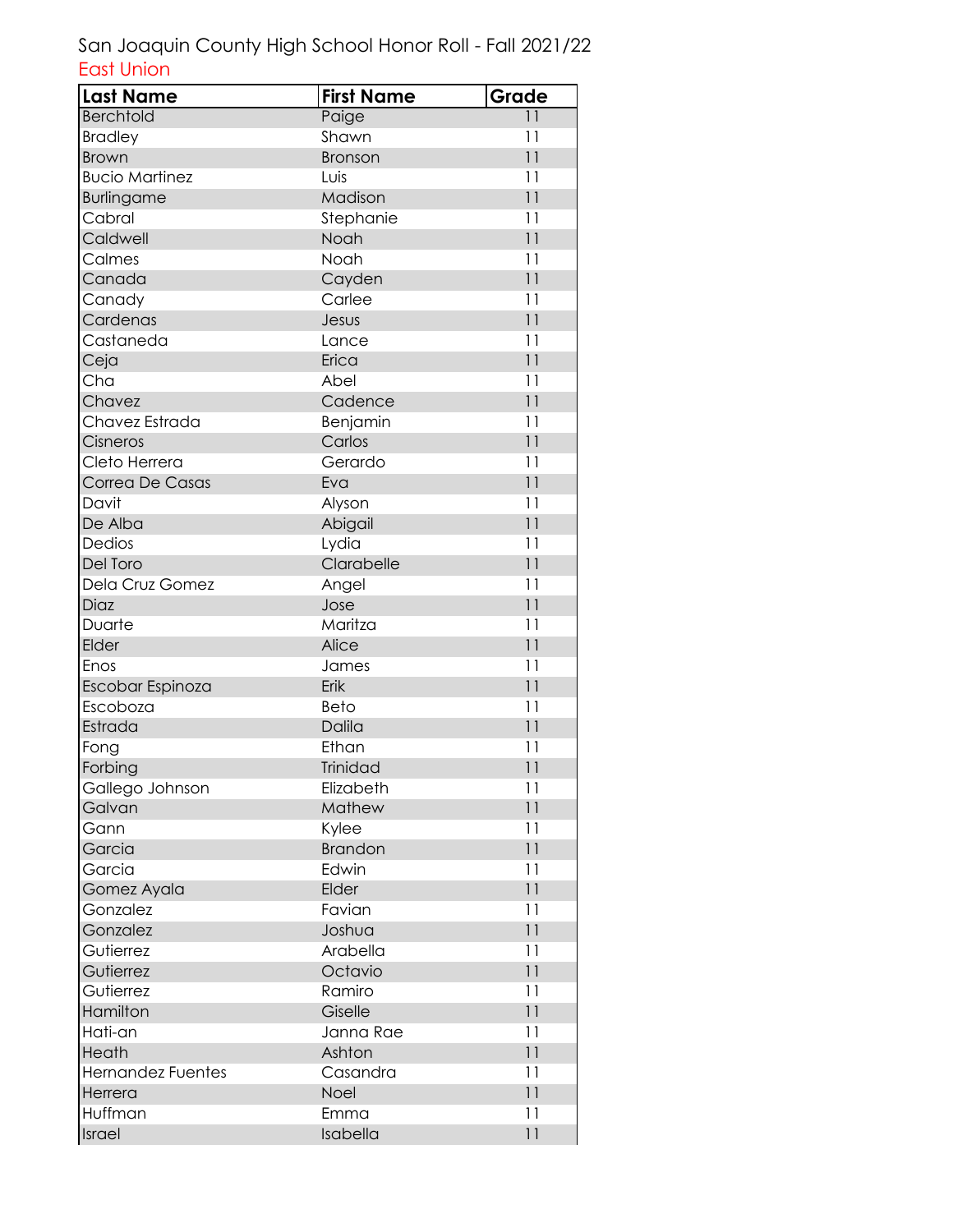San Joaquin County High School Honor Roll - Fall 2021/22

East Union

| Last Name | First Name | Grade |
|---|---|---|
| Berchtold | Paige | 11 |
| Bradley | Shawn | 11 |
| Brown | Bronson | 11 |
| Bucio Martinez | Luis | 11 |
| Burlingame | Madison | 11 |
| Cabral | Stephanie | 11 |
| Caldwell | Noah | 11 |
| Calmes | Noah | 11 |
| Canada | Cayden | 11 |
| Canady | Carlee | 11 |
| Cardenas | Jesus | 11 |
| Castaneda | Lance | 11 |
| Ceja | Erica | 11 |
| Cha | Abel | 11 |
| Chavez | Cadence | 11 |
| Chavez Estrada | Benjamin | 11 |
| Cisneros | Carlos | 11 |
| Cleto Herrera | Gerardo | 11 |
| Correa De Casas | Eva | 11 |
| Davit | Alyson | 11 |
| De Alba | Abigail | 11 |
| Dedios | Lydia | 11 |
| Del Toro | Clarabelle | 11 |
| Dela Cruz Gomez | Angel | 11 |
| Diaz | Jose | 11 |
| Duarte | Maritza | 11 |
| Elder | Alice | 11 |
| Enos | James | 11 |
| Escobar Espinoza | Erik | 11 |
| Escoboza | Beto | 11 |
| Estrada | Dalila | 11 |
| Fong | Ethan | 11 |
| Forbing | Trinidad | 11 |
| Gallego Johnson | Elizabeth | 11 |
| Galvan | Mathew | 11 |
| Gann | Kylee | 11 |
| Garcia | Brandon | 11 |
| Garcia | Edwin | 11 |
| Gomez Ayala | Elder | 11 |
| Gonzalez | Favian | 11 |
| Gonzalez | Joshua | 11 |
| Gutierrez | Arabella | 11 |
| Gutierrez | Octavio | 11 |
| Gutierrez | Ramiro | 11 |
| Hamilton | Giselle | 11 |
| Hati-an | Janna Rae | 11 |
| Heath | Ashton | 11 |
| Hernandez Fuentes | Casandra | 11 |
| Herrera | Noel | 11 |
| Huffman | Emma | 11 |
| Israel | Isabella | 11 |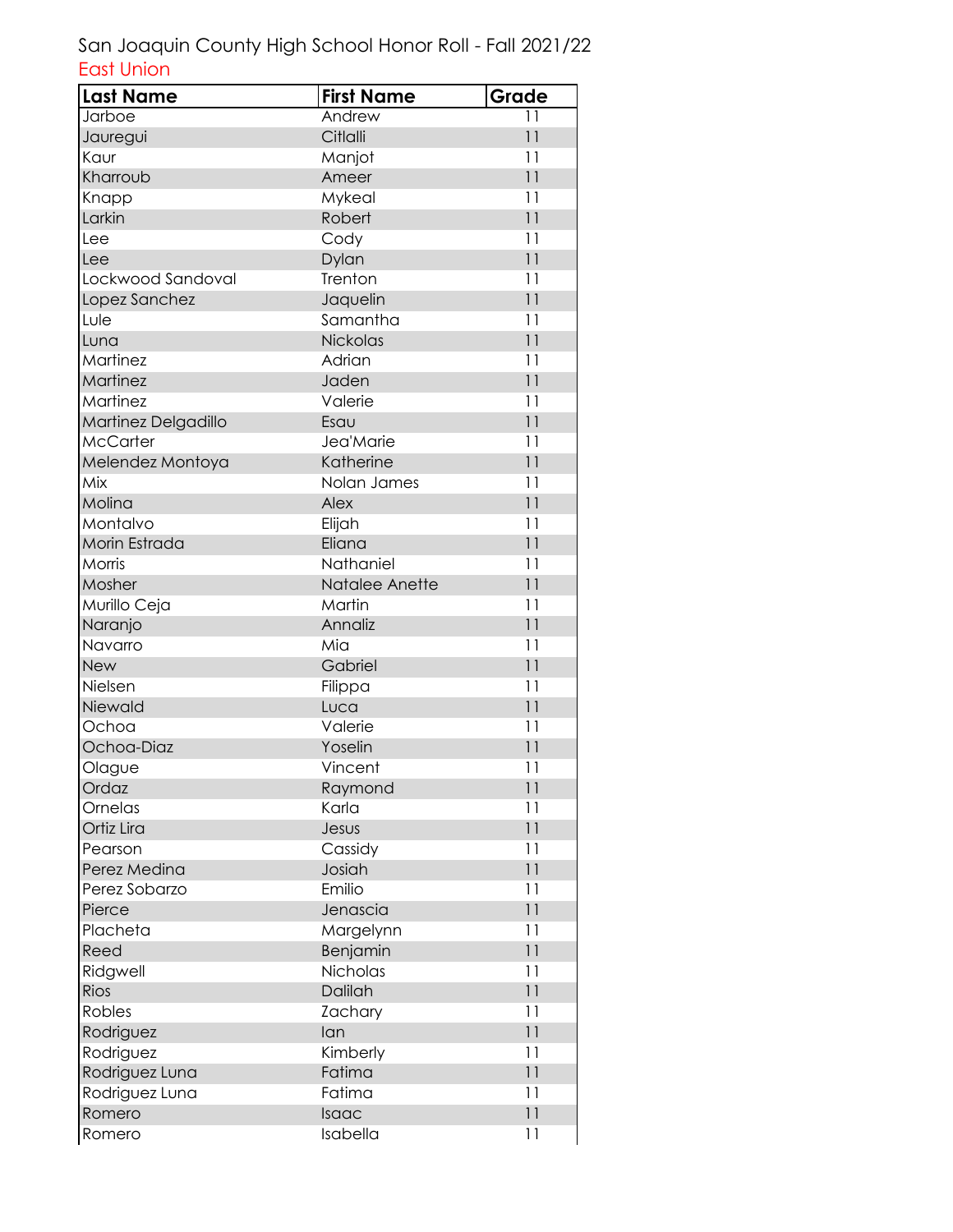San Joaquin County High School Honor Roll - Fall 2021/22

East Union

| Last Name | First Name | Grade |
|---|---|---|
| Jarboe | Andrew | 11 |
| Jauregui | Citlalli | 11 |
| Kaur | Manjot | 11 |
| Kharroub | Ameer | 11 |
| Knapp | Mykeal | 11 |
| Larkin | Robert | 11 |
| Lee | Cody | 11 |
| Lee | Dylan | 11 |
| Lockwood Sandoval | Trenton | 11 |
| Lopez Sanchez | Jaquelin | 11 |
| Lule | Samantha | 11 |
| Luna | Nickolas | 11 |
| Martinez | Adrian | 11 |
| Martinez | Jaden | 11 |
| Martinez | Valerie | 11 |
| Martinez Delgadillo | Esau | 11 |
| McCarter | Jea'Marie | 11 |
| Melendez Montoya | Katherine | 11 |
| Mix | Nolan James | 11 |
| Molina | Alex | 11 |
| Montalvo | Elijah | 11 |
| Morin Estrada | Eliana | 11 |
| Morris | Nathaniel | 11 |
| Mosher | Natalee Anette | 11 |
| Murillo Ceja | Martin | 11 |
| Naranjo | Annaliz | 11 |
| Navarro | Mia | 11 |
| New | Gabriel | 11 |
| Nielsen | Filippa | 11 |
| Niewald | Luca | 11 |
| Ochoa | Valerie | 11 |
| Ochoa-Diaz | Yoselin | 11 |
| Olague | Vincent | 11 |
| Ordaz | Raymond | 11 |
| Ornelas | Karla | 11 |
| Ortiz Lira | Jesus | 11 |
| Pearson | Cassidy | 11 |
| Perez Medina | Josiah | 11 |
| Perez Sobarzo | Emilio | 11 |
| Pierce | Jenascia | 11 |
| Placheta | Margelynn | 11 |
| Reed | Benjamin | 11 |
| Ridgwell | Nicholas | 11 |
| Rios | Dalilah | 11 |
| Robles | Zachary | 11 |
| Rodriguez | Ian | 11 |
| Rodriguez | Kimberly | 11 |
| Rodriguez Luna | Fatima | 11 |
| Rodriguez Luna | Fatima | 11 |
| Romero | Isaac | 11 |
| Romero | Isabella | 11 |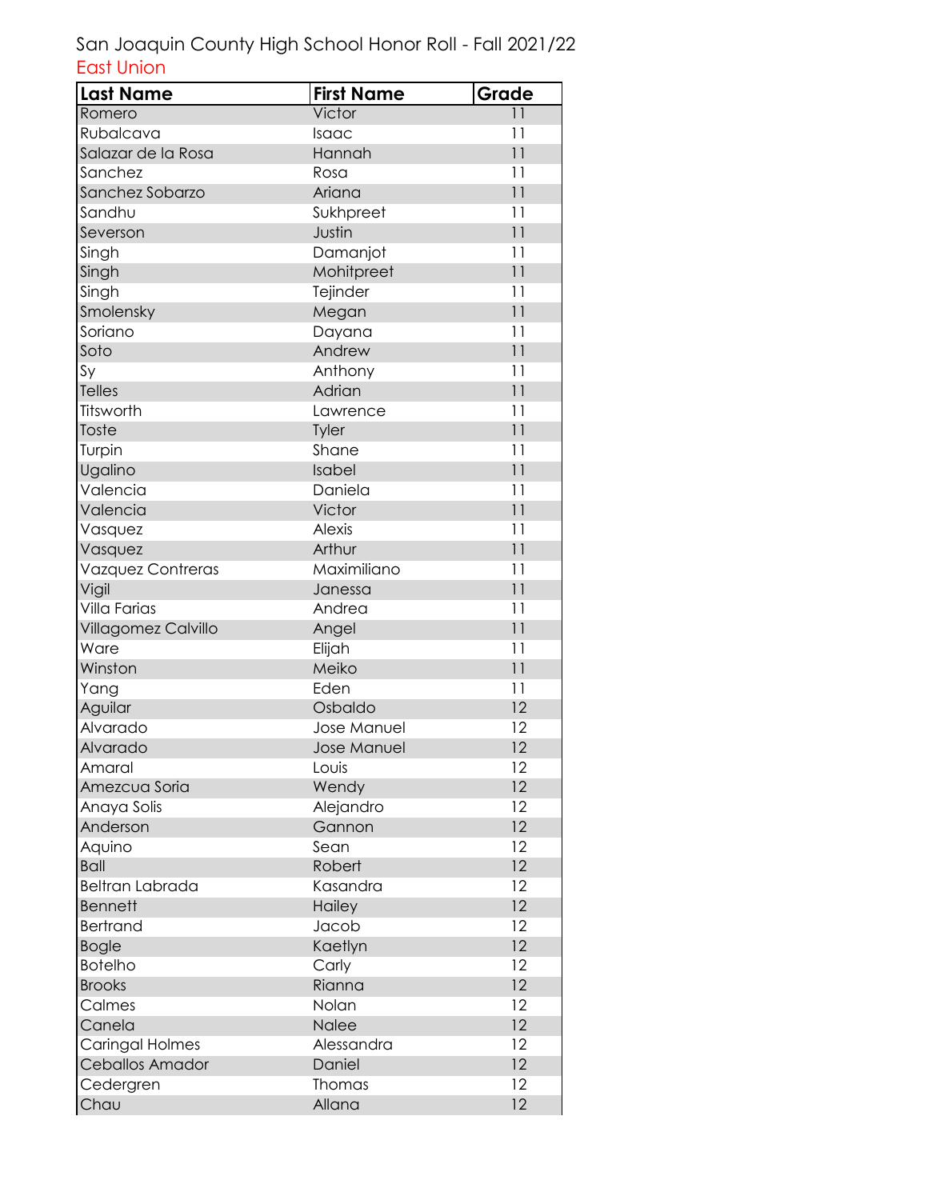San Joaquin County High School Honor Roll - Fall 2021/22

East Union

| Last Name | First Name | Grade |
|---|---|---|
| Romero | Victor | 11 |
| Rubalcava | Isaac | 11 |
| Salazar de la Rosa | Hannah | 11 |
| Sanchez | Rosa | 11 |
| Sanchez Sobarzo | Ariana | 11 |
| Sandhu | Sukhpreet | 11 |
| Severson | Justin | 11 |
| Singh | Damanjot | 11 |
| Singh | Mohitpreet | 11 |
| Singh | Tejinder | 11 |
| Smolensky | Megan | 11 |
| Soriano | Dayana | 11 |
| Soto | Andrew | 11 |
| Sy | Anthony | 11 |
| Telles | Adrian | 11 |
| Titsworth | Lawrence | 11 |
| Toste | Tyler | 11 |
| Turpin | Shane | 11 |
| Ugalino | Isabel | 11 |
| Valencia | Daniela | 11 |
| Valencia | Victor | 11 |
| Vasquez | Alexis | 11 |
| Vasquez | Arthur | 11 |
| Vazquez Contreras | Maximiliano | 11 |
| Vigil | Janessa | 11 |
| Villa Farias | Andrea | 11 |
| Villagomez Calvillo | Angel | 11 |
| Ware | Elijah | 11 |
| Winston | Meiko | 11 |
| Yang | Eden | 11 |
| Aguilar | Osbaldo | 12 |
| Alvarado | Jose Manuel | 12 |
| Alvarado | Jose Manuel | 12 |
| Amaral | Louis | 12 |
| Amezcua Soria | Wendy | 12 |
| Anaya Solis | Alejandro | 12 |
| Anderson | Gannon | 12 |
| Aquino | Sean | 12 |
| Ball | Robert | 12 |
| Beltran Labrada | Kasandra | 12 |
| Bennett | Hailey | 12 |
| Bertrand | Jacob | 12 |
| Bogle | Kaetlyn | 12 |
| Botelho | Carly | 12 |
| Brooks | Rianna | 12 |
| Calmes | Nolan | 12 |
| Canela | Nalee | 12 |
| Caringal Holmes | Alessandra | 12 |
| Ceballos Amador | Daniel | 12 |
| Cedergren | Thomas | 12 |
| Chau | Allana | 12 |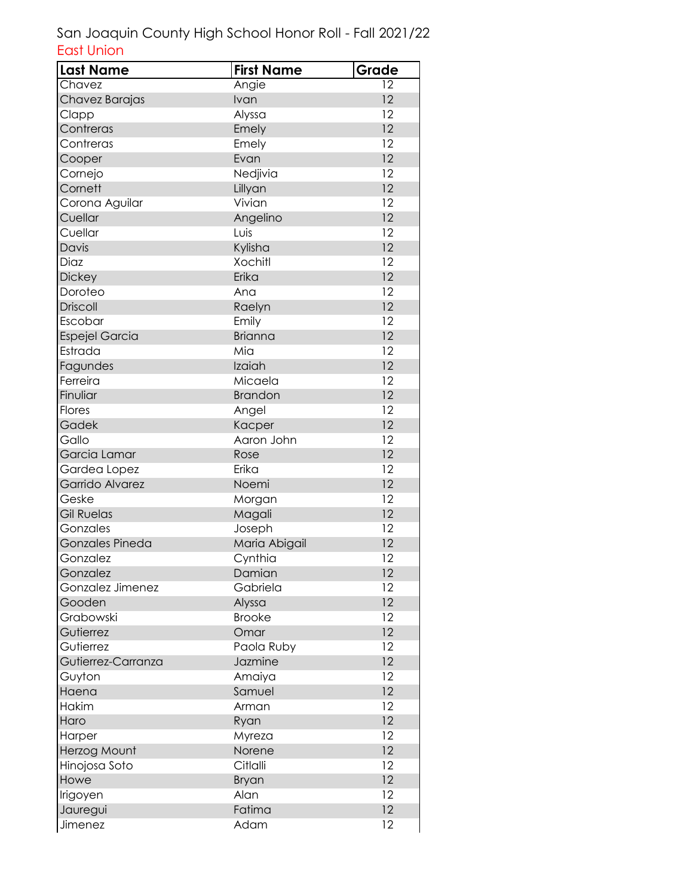San Joaquin County High School Honor Roll - Fall 2021/22

East Union

| Last Name | First Name | Grade |
|---|---|---|
| Chavez | Angie | 12 |
| Chavez Barajas | Ivan | 12 |
| Clapp | Alyssa | 12 |
| Contreras | Emely | 12 |
| Contreras | Emely | 12 |
| Cooper | Evan | 12 |
| Cornejo | Nedjivia | 12 |
| Cornett | Lillyan | 12 |
| Corona Aguilar | Vivian | 12 |
| Cuellar | Angelino | 12 |
| Cuellar | Luis | 12 |
| Davis | Kylisha | 12 |
| Diaz | Xochitl | 12 |
| Dickey | Erika | 12 |
| Doroteo | Ana | 12 |
| Driscoll | Raelyn | 12 |
| Escobar | Emily | 12 |
| Espejel Garcia | Brianna | 12 |
| Estrada | Mia | 12 |
| Fagundes | Izaiah | 12 |
| Ferreira | Micaela | 12 |
| Finuliar | Brandon | 12 |
| Flores | Angel | 12 |
| Gadek | Kacper | 12 |
| Gallo | Aaron John | 12 |
| Garcia Lamar | Rose | 12 |
| Gardea Lopez | Erika | 12 |
| Garrido Alvarez | Noemi | 12 |
| Geske | Morgan | 12 |
| Gil Ruelas | Magali | 12 |
| Gonzales | Joseph | 12 |
| Gonzales Pineda | Maria Abigail | 12 |
| Gonzalez | Cynthia | 12 |
| Gonzalez | Damian | 12 |
| Gonzalez Jimenez | Gabriela | 12 |
| Gooden | Alyssa | 12 |
| Grabowski | Brooke | 12 |
| Gutierrez | Omar | 12 |
| Gutierrez | Paola Ruby | 12 |
| Gutierrez-Carranza | Jazmine | 12 |
| Guyton | Amaiya | 12 |
| Haena | Samuel | 12 |
| Hakim | Arman | 12 |
| Haro | Ryan | 12 |
| Harper | Myreza | 12 |
| Herzog Mount | Norene | 12 |
| Hinojosa Soto | Citlalli | 12 |
| Howe | Bryan | 12 |
| Irigoyen | Alan | 12 |
| Jauregui | Fatima | 12 |
| Jimenez | Adam | 12 |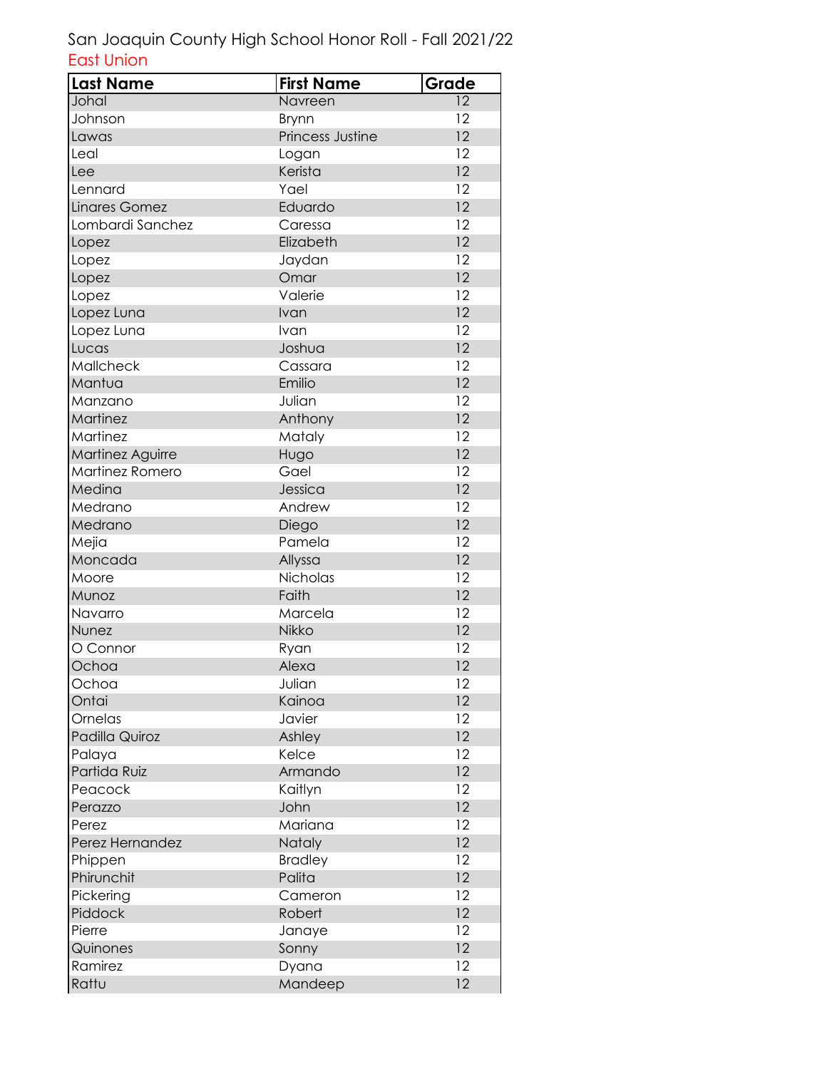San Joaquin County High School Honor Roll - Fall 2021/22

East Union

| Last Name | First Name | Grade |
|---|---|---|
| Johal | Navreen | 12 |
| Johnson | Brynn | 12 |
| Lawas | Princess Justine | 12 |
| Leal | Logan | 12 |
| Lee | Kerista | 12 |
| Lennard | Yael | 12 |
| Linares Gomez | Eduardo | 12 |
| Lombardi Sanchez | Caressa | 12 |
| Lopez | Elizabeth | 12 |
| Lopez | Jaydan | 12 |
| Lopez | Omar | 12 |
| Lopez | Valerie | 12 |
| Lopez Luna | Ivan | 12 |
| Lopez Luna | Ivan | 12 |
| Lucas | Joshua | 12 |
| Mallcheck | Cassara | 12 |
| Mantua | Emilio | 12 |
| Manzano | Julian | 12 |
| Martinez | Anthony | 12 |
| Martinez | Mataly | 12 |
| Martinez Aguirre | Hugo | 12 |
| Martinez Romero | Gael | 12 |
| Medina | Jessica | 12 |
| Medrano | Andrew | 12 |
| Medrano | Diego | 12 |
| Mejia | Pamela | 12 |
| Moncada | Allyssa | 12 |
| Moore | Nicholas | 12 |
| Munoz | Faith | 12 |
| Navarro | Marcela | 12 |
| Nunez | Nikko | 12 |
| O Connor | Ryan | 12 |
| Ochoa | Alexa | 12 |
| Ochoa | Julian | 12 |
| Ontai | Kainoa | 12 |
| Ornelas | Javier | 12 |
| Padilla Quiroz | Ashley | 12 |
| Palaya | Kelce | 12 |
| Partida Ruiz | Armando | 12 |
| Peacock | Kaitlyn | 12 |
| Perazzo | John | 12 |
| Perez | Mariana | 12 |
| Perez Hernandez | Nataly | 12 |
| Phippen | Bradley | 12 |
| Phirunchit | Palita | 12 |
| Pickering | Cameron | 12 |
| Piddock | Robert | 12 |
| Pierre | Janaye | 12 |
| Quinones | Sonny | 12 |
| Ramirez | Dyana | 12 |
| Rattu | Mandeep | 12 |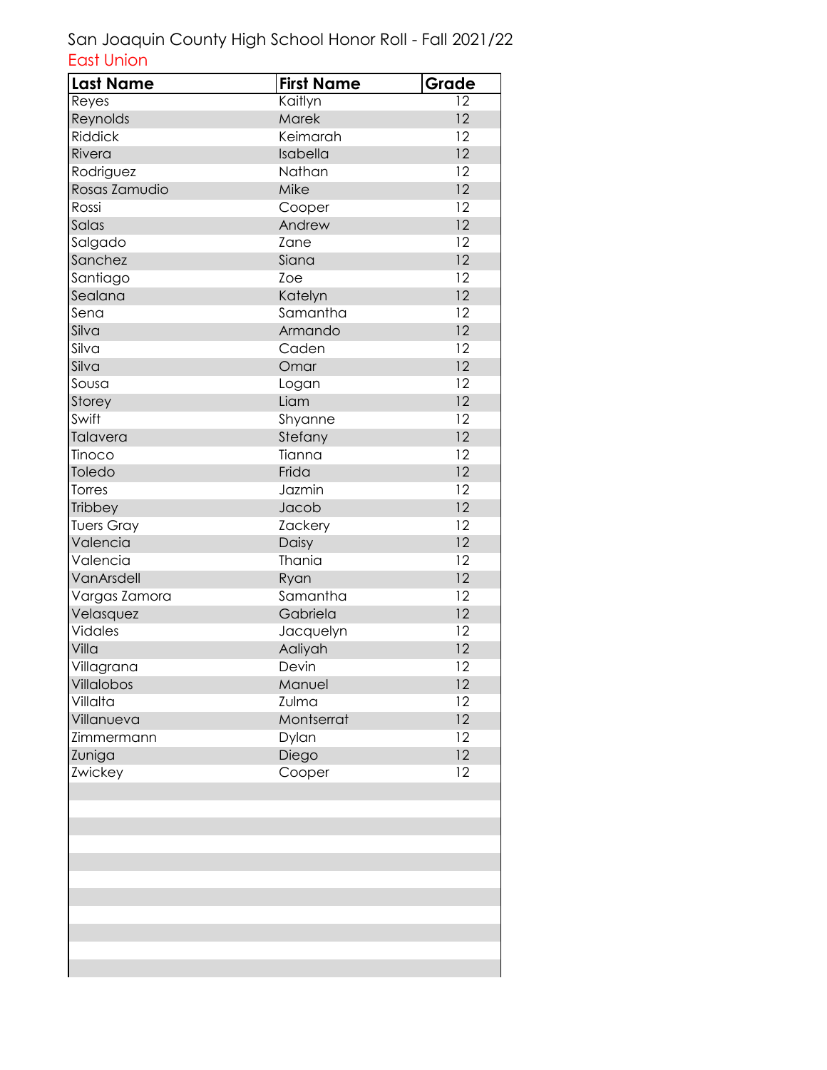San Joaquin County High School Honor Roll - Fall 2021/22

East Union

| Last Name | First Name | Grade |
|---|---|---|
| Reyes | Kaitlyn | 12 |
| Reynolds | Marek | 12 |
| Riddick | Keimarah | 12 |
| Rivera | Isabella | 12 |
| Rodriguez | Nathan | 12 |
| Rosas Zamudio | Mike | 12 |
| Rossi | Cooper | 12 |
| Salas | Andrew | 12 |
| Salgado | Zane | 12 |
| Sanchez | Siana | 12 |
| Santiago | Zoe | 12 |
| Sealana | Katelyn | 12 |
| Sena | Samantha | 12 |
| Silva | Armando | 12 |
| Silva | Caden | 12 |
| Silva | Omar | 12 |
| Sousa | Logan | 12 |
| Storey | Liam | 12 |
| Swift | Shyanne | 12 |
| Talavera | Stefany | 12 |
| Tinoco | Tianna | 12 |
| Toledo | Frida | 12 |
| Torres | Jazmin | 12 |
| Tribbey | Jacob | 12 |
| Tuers Gray | Zackery | 12 |
| Valencia | Daisy | 12 |
| Valencia | Thania | 12 |
| VanArsdell | Ryan | 12 |
| Vargas Zamora | Samantha | 12 |
| Velasquez | Gabriela | 12 |
| Vidales | Jacquelyn | 12 |
| Villa | Aaliyah | 12 |
| Villagrana | Devin | 12 |
| Villalobos | Manuel | 12 |
| Villalta | Zulma | 12 |
| Villanueva | Montserrat | 12 |
| Zimmermann | Dylan | 12 |
| Zuniga | Diego | 12 |
| Zwickey | Cooper | 12 |